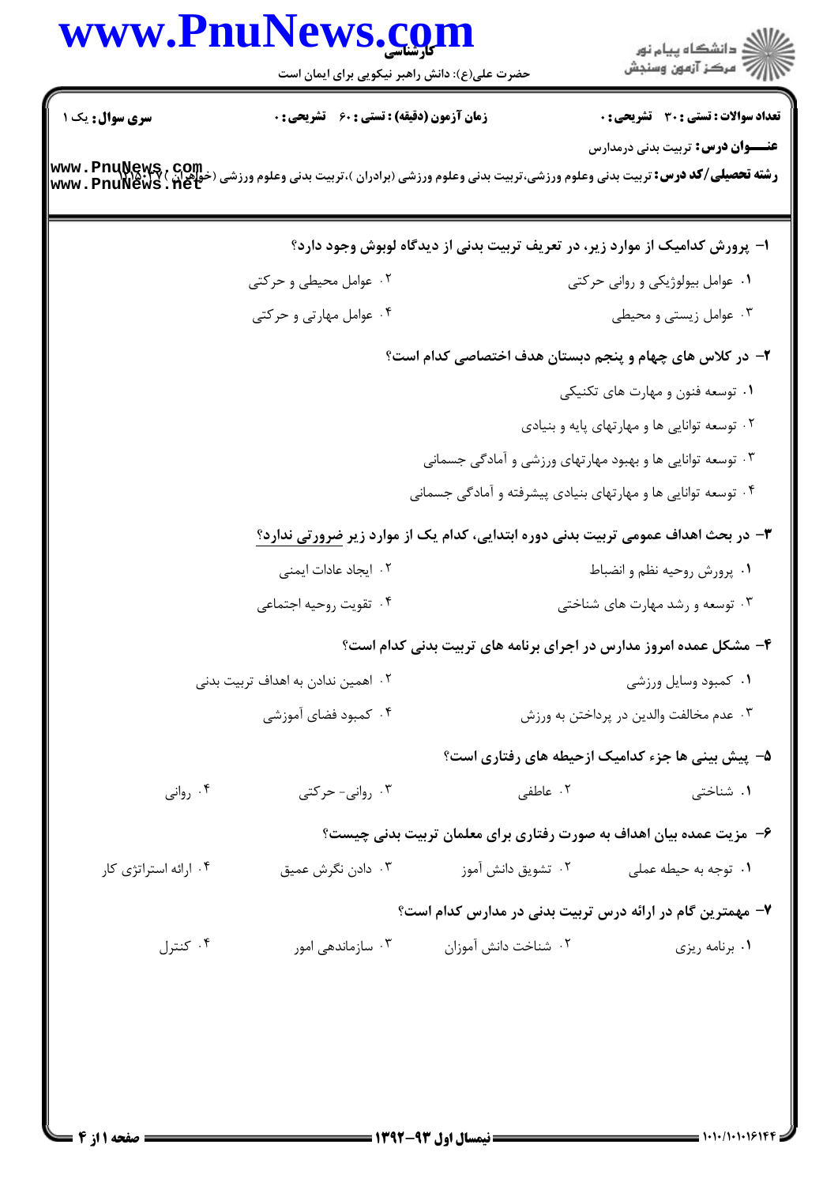کارشناسی

حضرت علی(ع): دانش راهبر نیکویی برای ایمان است

دانشگاه پیام نور
مرکز آزمون وسنجش

**سری سوال:** یک ۱

**زمان آزمون (دقیقه) : تستی : ۶۰ تشریحی : ۰**

**تعداد سوالات : تستی : ۳۰ تشریحی : ۰**

**عنـــوان درس:** تربیت بدنی درمدارس

**رشته تحصیلی/کد درس:** تربیت بدنی وعلوم ورزشی،تربیت بدنی وعلوم ورزشی (برادران )،تربیت بدنی وعلوم ورزشی (خواهران) ۱۲۱۵۰۲۷

**۱- پرورش کدامیک از موارد زیر، در تعریف تربیت بدنی از دیدگاه لوبوش وجود دارد؟**

۱. عوامل بیولوژیکی و روانی حرکتی

۲. عوامل محیطی و حرکتی

۳. عوامل زیستی و محیطی

۴. عوامل مهارتی و حرکتی

**۲- در کلاس های چهام و پنجم دبستان هدف اختصاصی کدام است؟**

۱. توسعه فنون و مهارت های تکنیکی

۲. توسعه توانایی ها و مهارتهای پایه و بنیادی

۳. توسعه توانایی ها و بهبود مهارتهای ورزشی و آمادگی جسمانی

۴. توسعه توانایی ها و مهارتهای بنیادی پیشرفته و آمادگی جسمانی

**۳- در بحث اهداف عمومی تربیت بدنی دوره ابتدایی، کدام یک از موارد زیر ضرورتی ندارد؟**

۱. پرورش روحیه نظم و انضباط

۲. ایجاد عادات ایمنی

۳. توسعه و رشد مهارت های شناختی

۴. تقویت روحیه اجتماعی

**۴- مشکل عمده امروز مدارس در اجرای برنامه های تربیت بدنی کدام است؟**

۱. کمبود وسایل ورزشی

۲. اهمین ندادن به اهداف تربیت بدنی

۳. عدم مخالفت والدین در پرداختن به ورزش

۴. کمبود فضای آموزشی

**۵- پیش بینی ها جزء کدامیک ازحیطه های رفتاری است؟**

۱. شناختی

۲. عاطفی

۳. روانی- حرکتی

۴. روانی

**۶- مزیت عمده بیان اهداف به صورت رفتاری برای معلمان تربیت بدنی چیست؟**

۱. توجه به حیطه عملی

۲. تشویق دانش آموز

۳. دادن نگرش عمیق

۴. ارائه استراتژی کار

**۷- مهمترین گام در ارائه درس تربیت بدنی در مدارس کدام است؟**

۱. برنامه ریزی

۲. شناخت دانش آموزان

۳. سازماندهی امور

۴. کنترل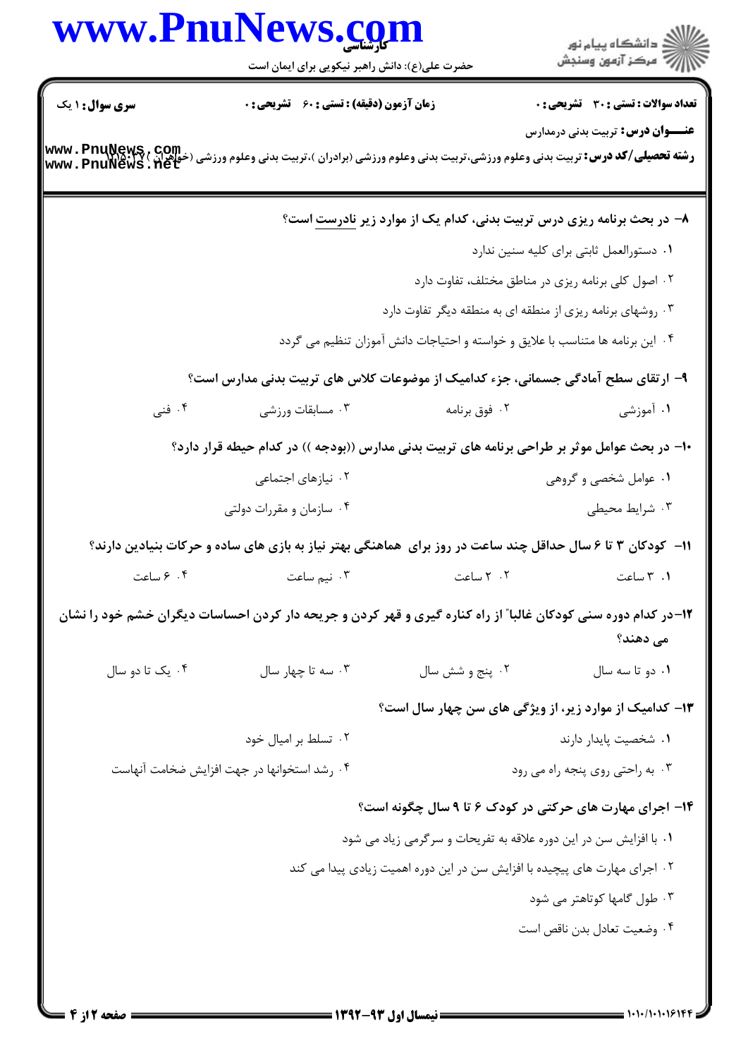**سری سوال:** ۱ یک | **زمان آزمون (دقیقه) : تستی : ۶۰ تشریحی : ۰** | **تعداد سوالات : تستی : ۳۰ تشریحی : ۰**

**عنـــوان درس:** تربیت بدنی درمدارس

**رشته تحصیلی/کد درس:** تربیت بدنی وعلوم ورزشی،تربیت بدنی وعلوم ورزشی (برادران )،تربیت بدنی وعلوم ورزشی (خواهران) ۱۲۱۵۰۳۷

---

**۸- در بحث برنامه ریزی درس تربیت بدنی، کدام یک از موارد زیر نادرست است؟**

۱. دستورالعمل ثابتی برای کلیه سنین ندارد

۲. اصول کلی برنامه ریزی در مناطق مختلف، تفاوت دارد

۳. روشهای برنامه ریزی از منطقه ای به منطقه دیگر تفاوت دارد

۴. این برنامه ها متناسب با علایق و خواسته و احتیاجات دانش آموزان تنظیم می گردد

**۹- ارتقای سطح آمادگی جسمانی، جزء کدامیک از موضوعات کلاس های تربیت بدنی مدارس است؟**

۱. آموزشی

۲. فوق برنامه

۳. مسابقات ورزشی

۴. فنی

**۱۰- در بحث عوامل موثر بر طراحی برنامه های تربیت بدنی مدارس ((بودجه )) در کدام حیطه قرار دارد؟**

۱. عوامل شخصی و گروهی

۲. نیازهای اجتماعی

۳. شرایط محیطی

۴. سازمان و مقررات دولتی

**۱۱- کودکان ۳ تا ۶ سال حداقل چند ساعت در روز برای هماهنگی بهتر نیاز به بازی های ساده و حرکات بنیادین دارند؟**

۱. ۳ ساعت

۲. ۲ ساعت

۳. نیم ساعت

۴. ۶ ساعت

**۱۲-در کدام دوره سنی کودکان غالباً از راه کناره گیری و قهر کردن و جریحه دار کردن احساسات دیگران خشم خود را نشان می دهند؟**

۱. دو تا سه سال

۲. پنج و شش سال

۳. سه تا چهار سال

۴. یک تا دو سال

**۱۳- کدامیک از موارد زیر، از ویژگی های سن چهار سال است؟**

۱. شخصیت پایدار دارند

۲. تسلط بر امیال خود

۳. به راحتی روی پنجه راه می رود

۴. رشد استخوانها در جهت افزایش ضخامت آنهاست

**۱۴- اجرای مهارت های حرکتی در کودک ۶ تا ۹ سال چگونه است؟**

۱. با افزایش سن در این دوره علاقه به تفریحات و سرگرمی زیاد می شود

۲. اجرای مهارت های پیچیده با افزایش سن در این دوره اهمیت زیادی پیدا می کند

۳. طول گامها کوتاهتر می شود

۴. وضعیت تعادل بدن ناقص است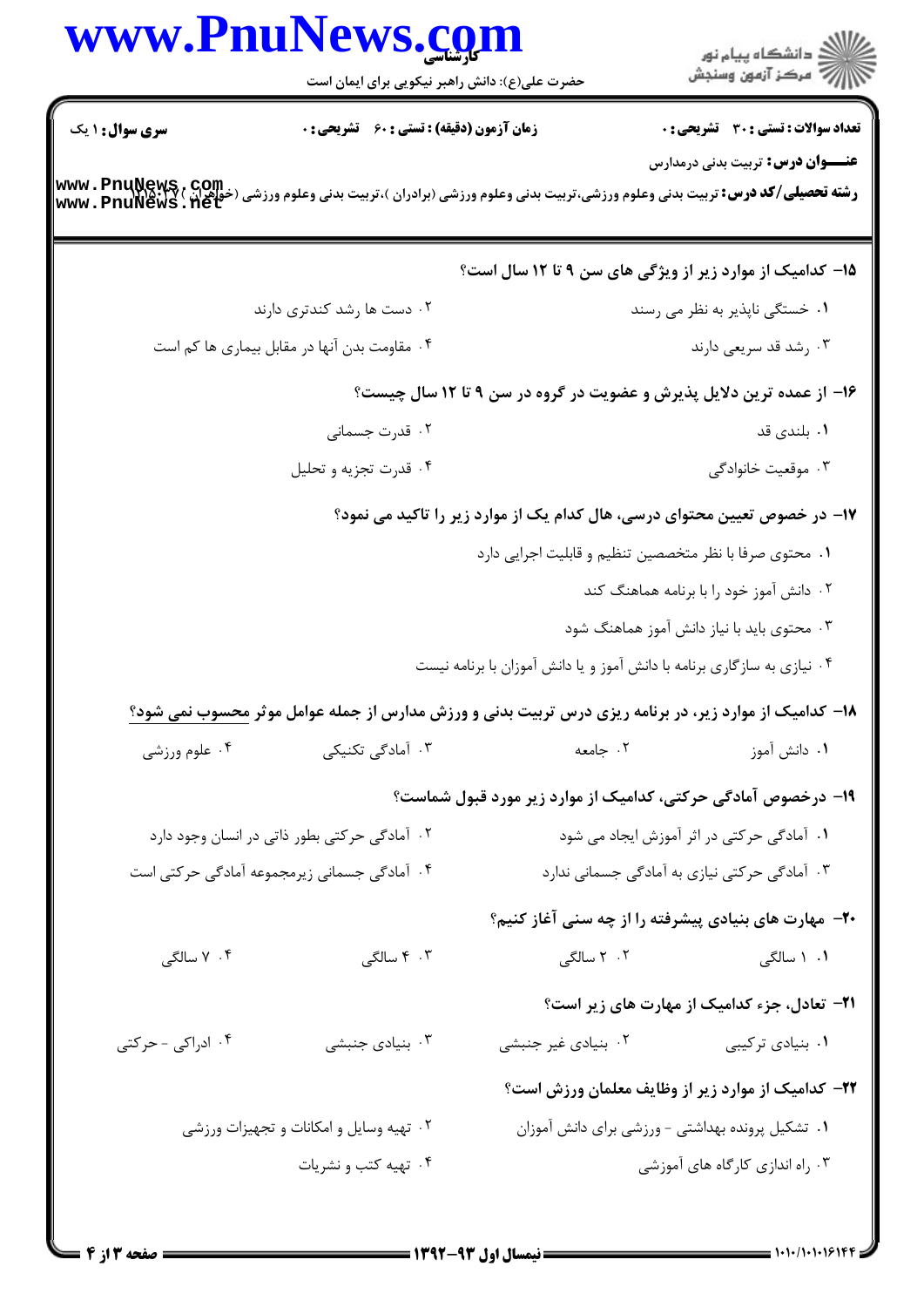۱۵- کدامیک از موارد زیر از ویژگی های سن ۹ تا ۱۲ سال است؟

۱. خستگی ناپذیر به نظر می رسند

۲. دست ها رشد کندتری دارند

۳. رشد قد سریعی دارند

۴. مقاومت بدن آنها در مقابل بیماری ها کم است

۱۶- از عمده ترین دلایل پذیرش و عضویت در گروه در سن ۹ تا ۱۲ سال چیست؟

۱. بلندی قد

۲. قدرت جسمانی

۳. موقعیت خانوادگی

۴. قدرت تجزیه و تحلیل

۱۷- در خصوص تعیین محتوای درسی، هال کدام یک از موارد زیر را تاکید می نمود؟

۱. محتوی صرفا با نظر متخصصین تنظیم و قابلیت اجرایی دارد

۲. دانش آموز خود را با برنامه هماهنگ کند

۳. محتوی باید با نیاز دانش آموز هماهنگ شود

۴. نیازی به سازگاری برنامه با دانش آموز و یا دانش آموزان با برنامه نیست

۱۸- کدامیک از موارد زیر، در برنامه ریزی درس تربیت بدنی و ورزش مدارس از جمله عوامل موثر محسوب نمی شود؟

۱. دانش آموز

۲. جامعه

۳. آمادگی تکنیکی

۴. علوم ورزشی

۱۹- درخصوص آمادگی حرکتی، کدامیک از موارد زیر مورد قبول شماست؟

۱. آمادگی حرکتی در اثر آموزش ایجاد می شود

۲. آمادگی حرکتی بطور ذاتی در انسان وجود دارد

۳. آمادگی حرکتی نیازی به آمادگی جسمانی ندارد

۴. آمادگی جسمانی زیرمجموعه آمادگی حرکتی است

۲۰- مهارت های بنیادی پیشرفته را از چه سنی آغاز کنیم؟

۱. ۱ سالگی

۲. ۲ سالگی

۳. ۴ سالگی

۴. ۷ سالگی

۲۱- تعادل، جزء کدامیک از مهارت های زیر است؟

۱. بنیادی ترکیبی

۲. بنیادی غیر جنبشی

۳. بنیادی جنبشی

۴. ادراکی - حرکتی

۲۲- کدامیک از موارد زیر از وظایف معلمان ورزش است؟

۱. تشکیل پرونده بهداشتی - ورزشی برای دانش آموزان

۲. تهیه وسایل و امکانات و تجهیزات ورزشی

۳. راه اندازی کارگاه های آموزشی

۴. تهیه کتب و نشریات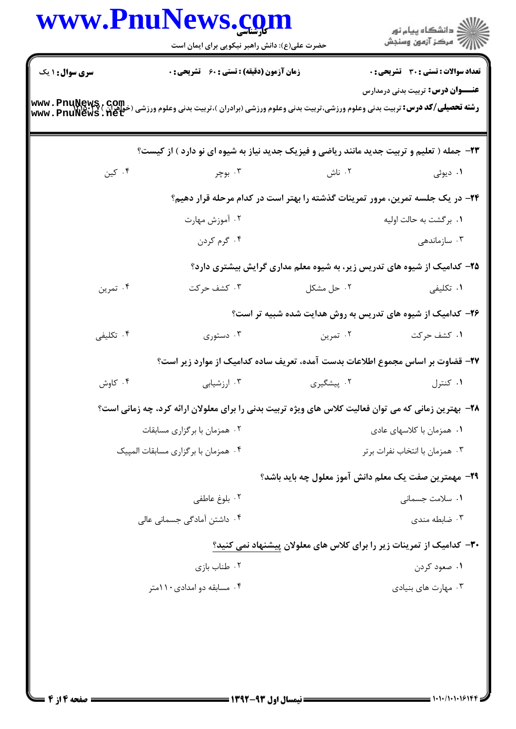**تعداد سوالات : تستی : ۳۰ تشریحی : ۰** | **زمان آزمون (دقیقه) : تستی : ۶۰ تشریحی : ۰** | **سری سوال : ۱ یک**

**عنـــوان درس:** تربیت بدنی درمدارس

**رشته تحصیلی/کد درس:** تربیت بدنی وعلوم ورزشی،تربیت بدنی وعلوم ورزشی (برادران )،تربیت بدنی وعلوم ورزشی (خواهران) ۱۲۱۵۰۲۷

۲۳- جمله ( تعلیم و تربیت جدید مانند ریاضی و فیزیک جدید نیاز به شیوه ای نو دارد ) از کیست؟

۱. دیوئی
۲. ناش
۳. بوچر
۴. کین

۲۴- در یک جلسه تمرین، مرور تمرینات گذشته را بهتر است در کدام مرحله قرار دهیم؟

۱. برگشت به حالت اولیه
۲. آموزش مهارت
۳. سازماندهی
۴. گرم کردن

۲۵- کدامیک از شیوه های تدریس زیر، به شیوه معلم مداری گرایش بیشتری دارد؟

۱. تکلیفی
۲. حل مشکل
۳. کشف حرکت
۴. تمرین

۲۶- کدامیک از شیوه های تدریس به روش هدایت شده شبیه تر است؟

۱. کشف حرکت
۲. تمرین
۳. دستوری
۴. تکلیفی

۲۷- قضاوت بر اساس مجموع اطلاعات بدست آمده، تعریف ساده کدامیک از موارد زیر است؟

۱. کنترل
۲. پیشگیری
۳. ارزشیابی
۴. کاوش

۲۸- بهترین زمانی که می توان فعالیت کلاس های ویژه تربیت بدنی را برای معلولان ارائه کرد، چه زمانی است؟

۱. همزمان با کلاسهای عادی
۲. همزمان با برگزاری مسابقات
۳. همزمان با انتخاب نفرات برتر
۴. همزمان با برگزاری مسابقات المپیک

۲۹- مهمترین صفت یک معلم دانش آموز معلول چه باید باشد؟

۱. سلامت جسمانی
۲. بلوغ عاطفی
۳. ضابطه مندی
۴. داشتن آمادگی جسمانی عالی

۳۰- کدامیک از تمرینات زیر را برای کلاس های معلولان پیشنهاد نمی کنید؟

۱. صعود کردن
۲. طناب بازی
۳. مهارت های بنیادی
۴. مسابقه دو امدادی ۱۱۰متر